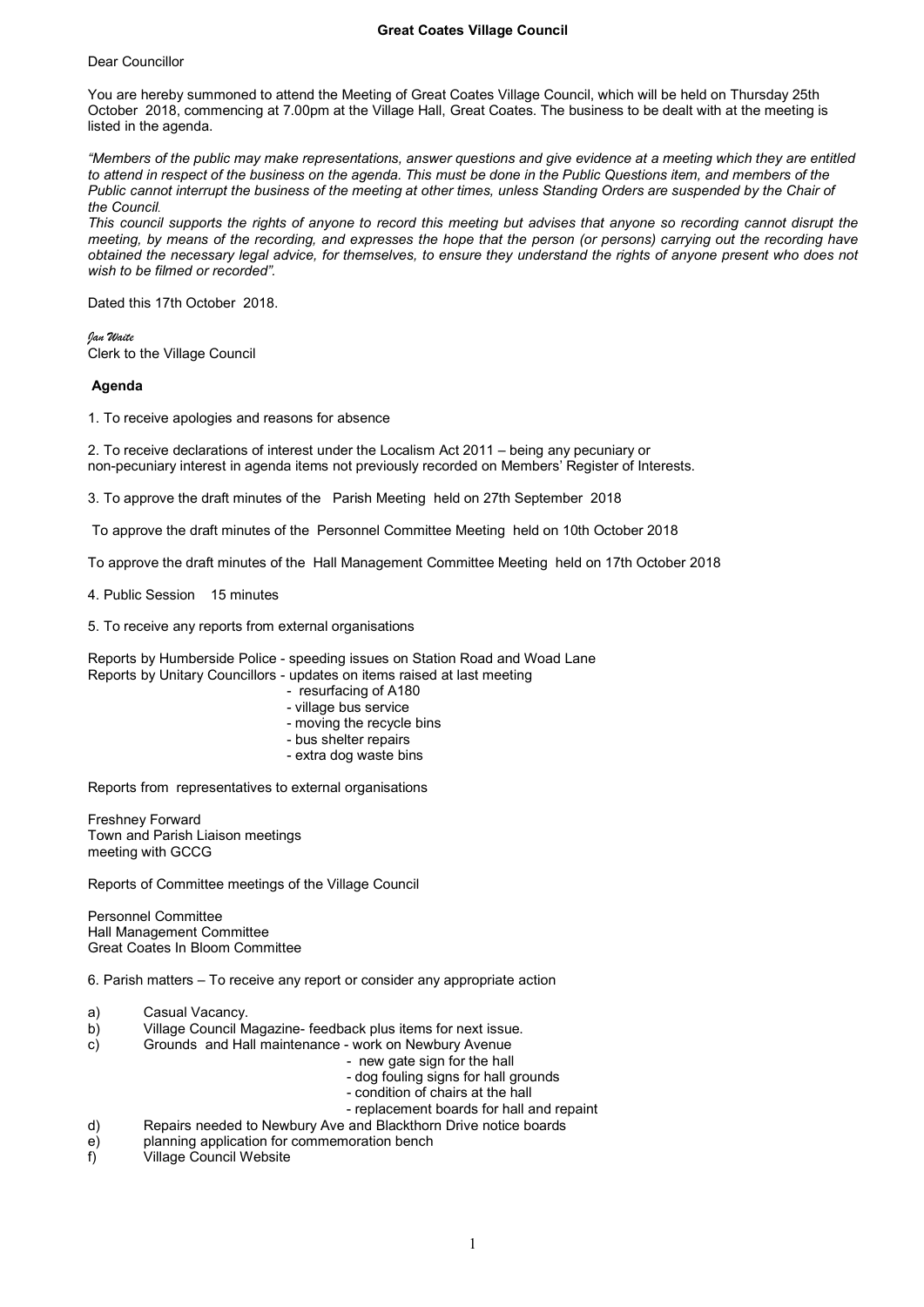# Great Coates Village Council

Dear Councillor

You are hereby summoned to attend the Meeting of Great Coates Village Council, which will be held on Thursday 25th October 2018, commencing at 7.00pm at the Village Hall, Great Coates. The business to be dealt with at the meeting is listed in the agenda.

*"Members of the public may make representations, answer questions and give evidence at a meeting which they are entitled to attend in respect of the business on the agenda. This must be done in the Public Questions item, and members of the Public cannot interrupt the business of the meeting at other times, unless Standing Orders are suspended by the Chair of the Council.*

*This council supports the rights of anyone to record this meeting but advises that anyone so recording cannot disrupt the meeting, by means of the recording, and expresses the hope that the person (or persons) carrying out the recording have obtained the necessary legal advice, for themselves, to ensure they understand the rights of anyone present who does not wish to be filmed or recorded".*

Dated this 17th October 2018.

*Jan Waite*
Clerk to the Village Council

## Agenda

1. To receive apologies and reasons for absence

2. To receive declarations of interest under the Localism Act 2011 – being any pecuniary or non-pecuniary interest in agenda items not previously recorded on Members' Register of Interests.

3. To approve the draft minutes of the Parish Meeting held on 27th September 2018

To approve the draft minutes of the Personnel Committee Meeting held on 10th October 2018

To approve the draft minutes of the Hall Management Committee Meeting held on 17th October 2018

4. Public Session 15 minutes

5. To receive any reports from external organisations

Reports by Humberside Police - speeding issues on Station Road and Woad Lane
Reports by Unitary Councillors - updates on items raised at last meeting

- resurfacing of A180
- village bus service
- moving the recycle bins
- bus shelter repairs
- extra dog waste bins

Reports from representatives to external organisations

Freshney Forward
Town and Parish Liaison meetings
meeting with GCCG

Reports of Committee meetings of the Village Council

Personnel Committee
Hall Management Committee
Great Coates In Bloom Committee

6. Parish matters – To receive any report or consider any appropriate action

a) Casual Vacancy.
b) Village Council Magazine- feedback plus items for next issue.
c) Grounds and Hall maintenance - work on Newbury Avenue
   - new gate sign for the hall
   - dog fouling signs for hall grounds
   - condition of chairs at the hall
   - replacement boards for hall and repaint
d) Repairs needed to Newbury Ave and Blackthorn Drive notice boards
e) planning application for commemoration bench
f) Village Council Website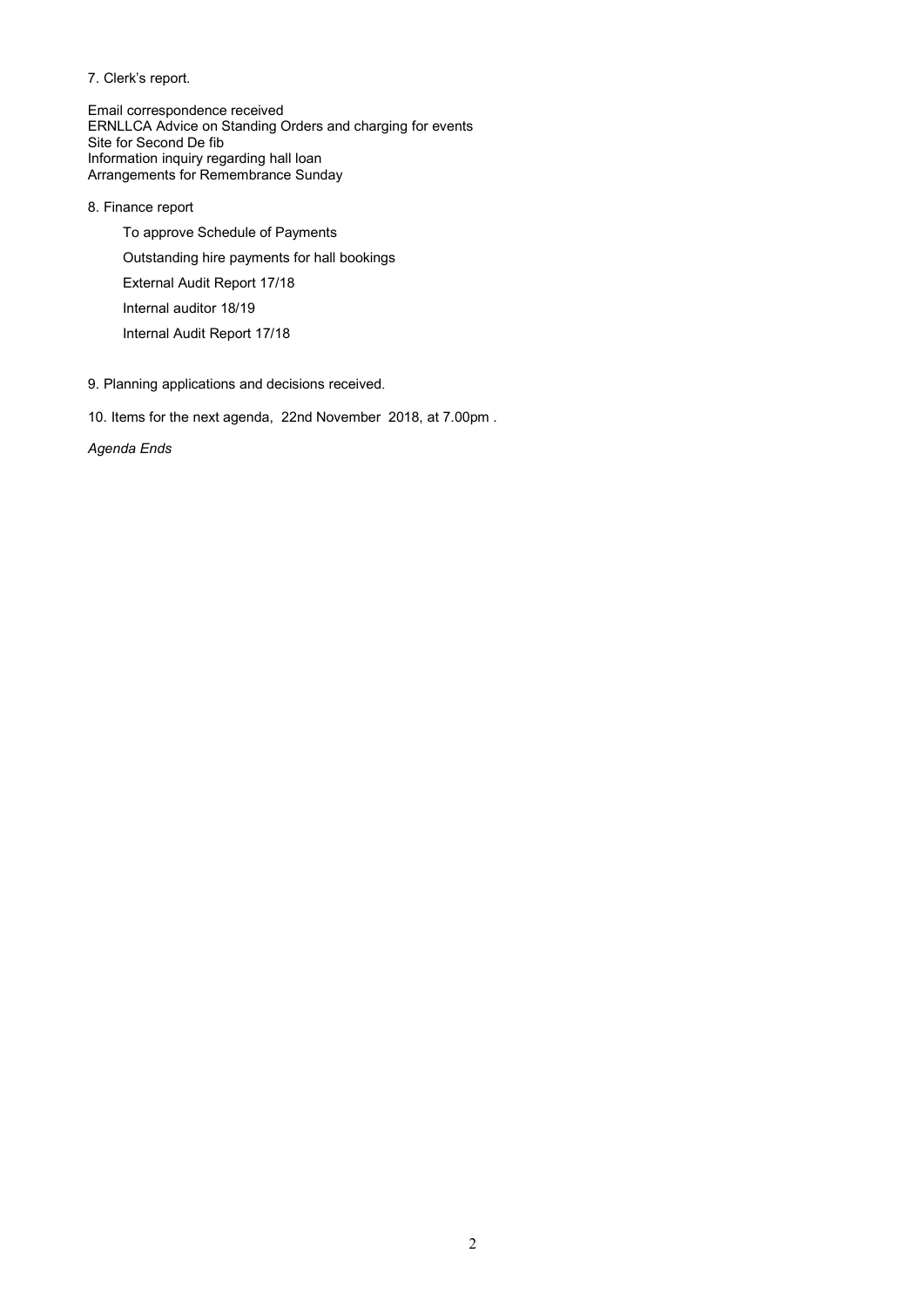7. Clerk's report.

Email correspondence received
ERNLLCA Advice on Standing Orders and charging for events
Site for Second De fib
Information inquiry regarding hall loan
Arrangements for Remembrance Sunday

8. Finance report

- To approve Schedule of Payments
- Outstanding hire payments for hall bookings
- External Audit Report 17/18
- Internal auditor 18/19
- Internal Audit Report 17/18

9. Planning applications and decisions received.

10. Items for the next agenda, 22nd November 2018, at 7.00pm .

*Agenda Ends*